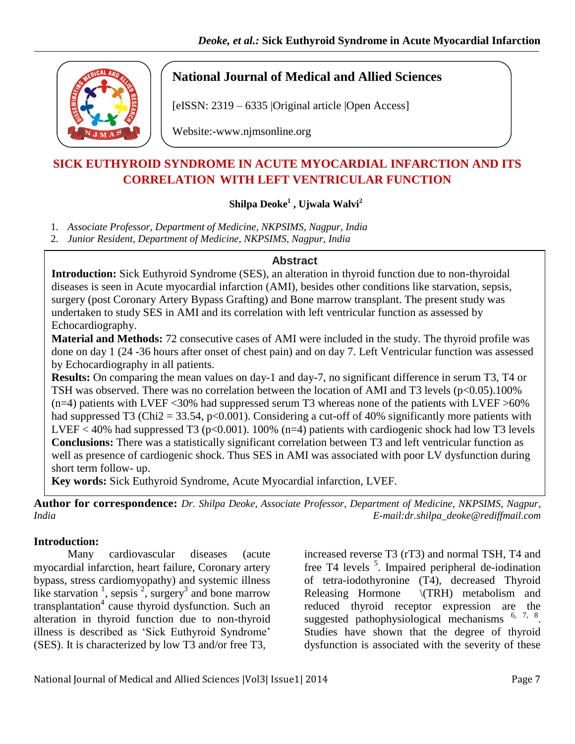# National Journal of Medical and Allied Sciences

[eISSN: 2319 – 6335 |Original article |Open Access]

Website:-www.njmsonline.org

## SICK EUTHYROID SYNDROME IN ACUTE MYOCARDIAL INFARCTION AND ITS CORRELATION WITH LEFT VENTRICULAR FUNCTION

**Shilpa Deoke[1] , Ujwala Walvi[2]**

1. *Associate Professor, Department of Medicine, NKPSIMS, Nagpur, India*
2. *Junior Resident, Department of Medicine, NKPSIMS, Nagpur, India*

### Abstract

**Introduction:** Sick Euthyroid Syndrome (SES), an alteration in thyroid function due to non-thyroidal diseases is seen in Acute myocardial infarction (AMI), besides other conditions like starvation, sepsis, surgery (post Coronary Artery Bypass Grafting) and Bone marrow transplant. The present study was undertaken to study SES in AMI and its correlation with left ventricular function as assessed by Echocardiography.

**Material and Methods:** 72 consecutive cases of AMI were included in the study. The thyroid profile was done on day 1 (24 -36 hours after onset of chest pain) and on day 7. Left Ventricular function was assessed by Echocardiography in all patients.

**Results:** On comparing the mean values on day-1 and day-7, no significant difference in serum T3, T4 or TSH was observed. There was no correlation between the location of AMI and T3 levels ($p<0.05$).100% (n=4) patients with LVEF <30% had suppressed serum T3 whereas none of the patients with LVEF >60% had suppressed T3 (Chi2 = 33.54, $p<0.001$). Considering a cut-off of 40% significantly more patients with LVEF < 40% had suppressed T3 ($p<0.001$). 100% (n=4) patients with cardiogenic shock had low T3 levels

**Conclusions:** There was a statistically significant correlation between T3 and left ventricular function as well as presence of cardiogenic shock. Thus SES in AMI was associated with poor LV dysfunction during short term follow- up.

**Key words:** Sick Euthyroid Syndrome, Acute Myocardial infarction, LVEF.

**Author for correspondence:** *Dr. Shilpa Deoke, Associate Professor, Department of Medicine, NKPSIMS, Nagpur, India* *E-mail:dr.shilpa_deoke@rediffmail.com*

### Introduction:

Many cardiovascular diseases (acute myocardial infarction, heart failure, Coronary artery bypass, stress cardiomyopathy) and systemic illness like starvation [1], sepsis [2], surgery[3] and bone marrow transplantation[4] cause thyroid dysfunction. Such an alteration in thyroid function due to non-thyroid illness is described as 'Sick Euthyroid Syndrome' (SES). It is characterized by low T3 and/or free T3, increased reverse T3 (rT3) and normal TSH, T4 and free T4 levels [5]. Impaired peripheral de-iodination of tetra-iodothyronine (T4), decreased Thyroid Releasing Hormone \(TRH) metabolism and reduced thyroid receptor expression are the suggested pathophysiological mechanisms [6, 7, 8]. Studies have shown that the degree of thyroid dysfunction is associated with the severity of these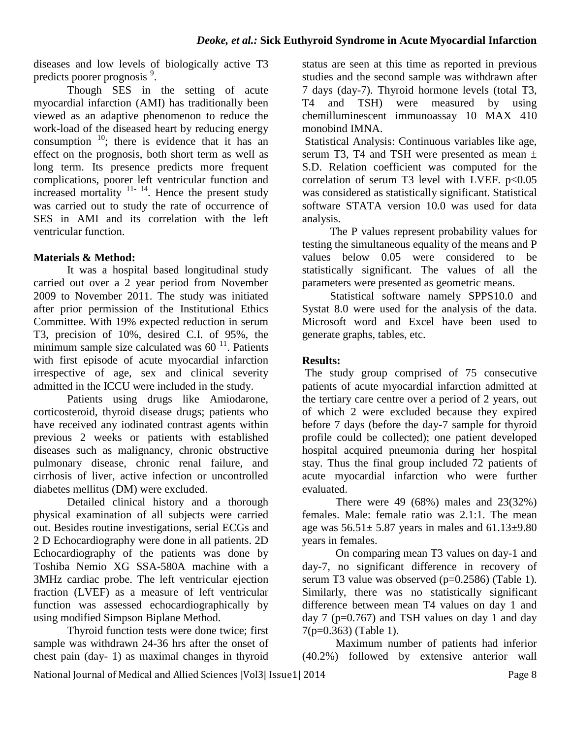diseases and low levels of biologically active T3 predicts poorer prognosis [9].

Though SES in the setting of acute myocardial infarction (AMI) has traditionally been viewed as an adaptive phenomenon to reduce the work-load of the diseased heart by reducing energy consumption [10]; there is evidence that it has an effect on the prognosis, both short term as well as long term. Its presence predicts more frequent complications, poorer left ventricular function and increased mortality [11-14]. Hence the present study was carried out to study the rate of occurrence of SES in AMI and its correlation with the left ventricular function.

## Materials & Method:

It was a hospital based longitudinal study carried out over a 2 year period from November 2009 to November 2011. The study was initiated after prior permission of the Institutional Ethics Committee. With 19% expected reduction in serum T3, precision of 10%, desired C.I. of 95%, the minimum sample size calculated was 60 [11]. Patients with first episode of acute myocardial infarction irrespective of age, sex and clinical severity admitted in the ICCU were included in the study.

Patients using drugs like Amiodarone, corticosteroid, thyroid disease drugs; patients who have received any iodinated contrast agents within previous 2 weeks or patients with established diseases such as malignancy, chronic obstructive pulmonary disease, chronic renal failure, and cirrhosis of liver, active infection or uncontrolled diabetes mellitus (DM) were excluded.

Detailed clinical history and a thorough physical examination of all subjects were carried out. Besides routine investigations, serial ECGs and 2 D Echocardiography were done in all patients. 2D Echocardiography of the patients was done by Toshiba Nemio XG SSA-580A machine with a 3MHz cardiac probe. The left ventricular ejection fraction (LVEF) as a measure of left ventricular function was assessed echocardiographically by using modified Simpson Biplane Method.

Thyroid function tests were done twice; first sample was withdrawn 24-36 hrs after the onset of chest pain (day- 1) as maximal changes in thyroid status are seen at this time as reported in previous studies and the second sample was withdrawn after 7 days (day-7). Thyroid hormone levels (total T3, T4 and TSH) were measured by using chemilluminescent immunoassay 10 MAX 410 monobind IMNA.

Statistical Analysis: Continuous variables like age, serum T3, T4 and TSH were presented as mean ± S.D. Relation coefficient was computed for the correlation of serum T3 level with LVEF. $p<0.05$ was considered as statistically significant. Statistical software STATA version 10.0 was used for data analysis.

The P values represent probability values for testing the simultaneous equality of the means and P values below 0.05 were considered to be statistically significant. The values of all the parameters were presented as geometric means.

Statistical software namely SPPS10.0 and Systat 8.0 were used for the analysis of the data. Microsoft word and Excel have been used to generate graphs, tables, etc.

## Results:

The study group comprised of 75 consecutive patients of acute myocardial infarction admitted at the tertiary care centre over a period of 2 years, out of which 2 were excluded because they expired before 7 days (before the day-7 sample for thyroid profile could be collected); one patient developed hospital acquired pneumonia during her hospital stay. Thus the final group included 72 patients of acute myocardial infarction who were further evaluated.

There were 49 (68%) males and 23(32%) females. Male: female ratio was 2.1:1. The mean age was 56.51± 5.87 years in males and 61.13±9.80 years in females.

On comparing mean T3 values on day-1 and day-7, no significant difference in recovery of serum T3 value was observed ($p=0.2586$) (Table 1). Similarly, there was no statistically significant difference between mean T4 values on day 1 and day 7 ($p=0.767$) and TSH values on day 1 and day 7($p=0.363$) (Table 1).

Maximum number of patients had inferior (40.2%) followed by extensive anterior wall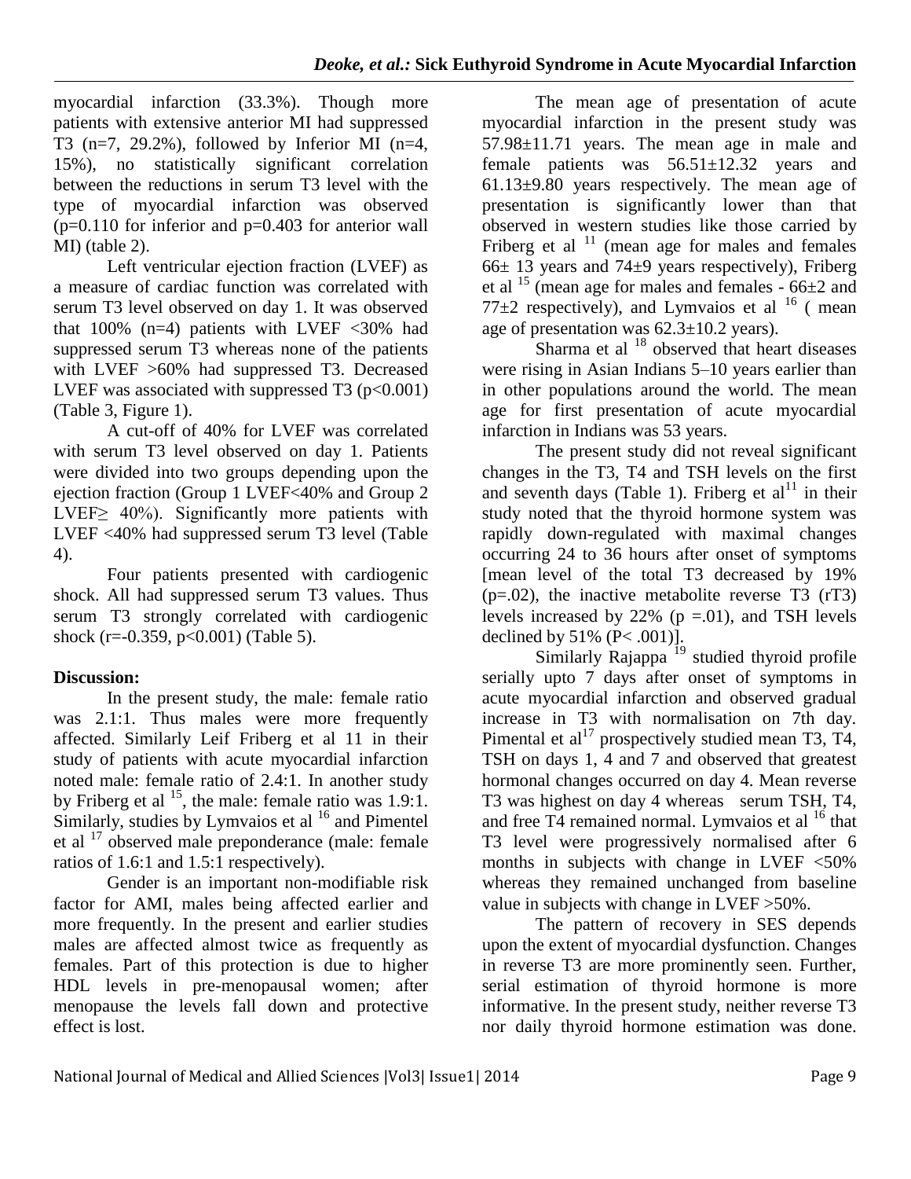myocardial infarction (33.3%). Though more patients with extensive anterior MI had suppressed T3 (n=7, 29.2%), followed by Inferior MI (n=4, 15%), no statistically significant correlation between the reductions in serum T3 level with the type of myocardial infarction was observed (p=0.110 for inferior and p=0.403 for anterior wall MI) (table 2).

Left ventricular ejection fraction (LVEF) as a measure of cardiac function was correlated with serum T3 level observed on day 1. It was observed that 100% (n=4) patients with LVEF <30% had suppressed serum T3 whereas none of the patients with LVEF >60% had suppressed T3. Decreased LVEF was associated with suppressed T3 ($p<0.001$) (Table 3, Figure 1).

A cut-off of 40% for LVEF was correlated with serum T3 level observed on day 1. Patients were divided into two groups depending upon the ejection fraction (Group 1 LVEF<40% and Group 2 LVEF≥ 40%). Significantly more patients with LVEF <40% had suppressed serum T3 level (Table 4).

Four patients presented with cardiogenic shock. All had suppressed serum T3 values. Thus serum T3 strongly correlated with cardiogenic shock ($r=-0.359$, $p<0.001$) (Table 5).

## Discussion:

In the present study, the male: female ratio was 2.1:1. Thus males were more frequently affected. Similarly Leif Friberg et al 11 in their study of patients with acute myocardial infarction noted male: female ratio of 2.4:1. In another study by Friberg et al [15], the male: female ratio was 1.9:1. Similarly, studies by Lymvaios et al [16] and Pimentel et al [17] observed male preponderance (male: female ratios of 1.6:1 and 1.5:1 respectively).

Gender is an important non-modifiable risk factor for AMI, males being affected earlier and more frequently. In the present and earlier studies males are affected almost twice as frequently as females. Part of this protection is due to higher HDL levels in pre-menopausal women; after menopause the levels fall down and protective effect is lost.

The mean age of presentation of acute myocardial infarction in the present study was 57.98±11.71 years. The mean age in male and female patients was 56.51±12.32 years and 61.13±9.80 years respectively. The mean age of presentation is significantly lower than that observed in western studies like those carried by Friberg et al [11] (mean age for males and females 66± 13 years and 74±9 years respectively), Friberg et al [15] (mean age for males and females - 66±2 and 77±2 respectively), and Lymvaios et al [16] ( mean age of presentation was 62.3±10.2 years).

Sharma et al [18] observed that heart diseases were rising in Asian Indians 5–10 years earlier than in other populations around the world. The mean age for first presentation of acute myocardial infarction in Indians was 53 years.

The present study did not reveal significant changes in the T3, T4 and TSH levels on the first and seventh days (Table 1). Friberg et al[11] in their study noted that the thyroid hormone system was rapidly down-regulated with maximal changes occurring 24 to 36 hours after onset of symptoms [mean level of the total T3 decreased by 19% ($p=.02$), the inactive metabolite reverse T3 (rT3) levels increased by 22% ($p=.01$), and TSH levels declined by 51% ($P<.001$)].

Similarly Rajappa [19] studied thyroid profile serially upto 7 days after onset of symptoms in acute myocardial infarction and observed gradual increase in T3 with normalisation on 7th day. Pimental et al[17] prospectively studied mean T3, T4, TSH on days 1, 4 and 7 and observed that greatest hormonal changes occurred on day 4. Mean reverse T3 was highest on day 4 whereas serum TSH, T4, and free T4 remained normal. Lymvaios et al [16] that T3 level were progressively normalised after 6 months in subjects with change in LVEF <50% whereas they remained unchanged from baseline value in subjects with change in LVEF >50%.

The pattern of recovery in SES depends upon the extent of myocardial dysfunction. Changes in reverse T3 are more prominently seen. Further, serial estimation of thyroid hormone is more informative. In the present study, neither reverse T3 nor daily thyroid hormone estimation was done.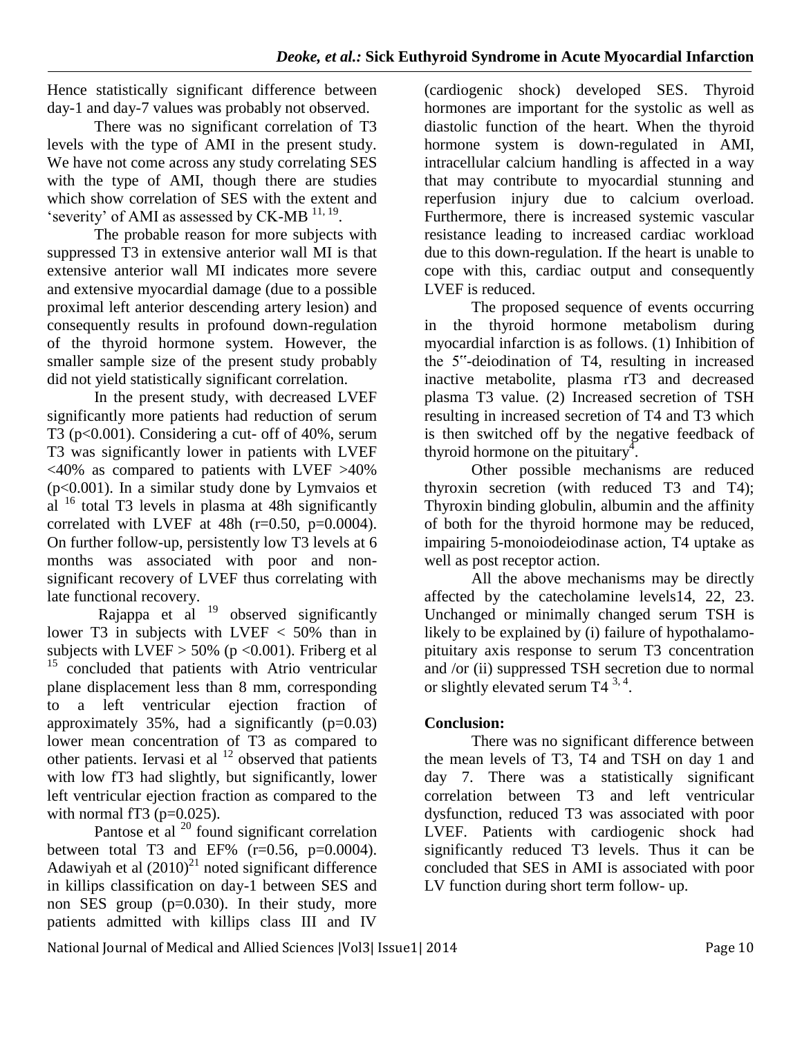Hence statistically significant difference between day-1 and day-7 values was probably not observed.

There was no significant correlation of T3 levels with the type of AMI in the present study. We have not come across any study correlating SES with the type of AMI, though there are studies which show correlation of SES with the extent and 'severity' of AMI as assessed by CK-MB [11, 19].

The probable reason for more subjects with suppressed T3 in extensive anterior wall MI is that extensive anterior wall MI indicates more severe and extensive myocardial damage (due to a possible proximal left anterior descending artery lesion) and consequently results in profound down-regulation of the thyroid hormone system. However, the smaller sample size of the present study probably did not yield statistically significant correlation.

In the present study, with decreased LVEF significantly more patients had reduction of serum T3 ($p<0.001$). Considering a cut- off of 40%, serum T3 was significantly lower in patients with LVEF <40% as compared to patients with LVEF >40% ($p<0.001$). In a similar study done by Lymvaios et al [16] total T3 levels in plasma at 48h significantly correlated with LVEF at 48h ($r=0.50$, $p=0.0004$). On further follow-up, persistently low T3 levels at 6 months was associated with poor and non-significant recovery of LVEF thus correlating with late functional recovery.

Rajappa et al [19] observed significantly lower T3 in subjects with LVEF < 50% than in subjects with LVEF > 50% ($p <0.001$). Friberg et al [15] concluded that patients with Atrio ventricular plane displacement less than 8 mm, corresponding to a left ventricular ejection fraction of approximately 35%, had a significantly ($p=0.03$) lower mean concentration of T3 as compared to other patients. Iervasi et al [12] observed that patients with low fT3 had slightly, but significantly, lower left ventricular ejection fraction as compared to the with normal fT3 ($p=0.025$).

Pantose et al [20] found significant correlation between total T3 and EF% ($r=0.56$, $p=0.0004$). Adawiyah et al (2010)[21] noted significant difference in killips classification on day-1 between SES and non SES group ($p=0.030$). In their study, more patients admitted with killips class III and IV (cardiogenic shock) developed SES. Thyroid hormones are important for the systolic as well as diastolic function of the heart. When the thyroid hormone system is down-regulated in AMI, intracellular calcium handling is affected in a way that may contribute to myocardial stunning and reperfusion injury due to calcium overload. Furthermore, there is increased systemic vascular resistance leading to increased cardiac workload due to this down-regulation. If the heart is unable to cope with this, cardiac output and consequently LVEF is reduced.

The proposed sequence of events occurring in the thyroid hormone metabolism during myocardial infarction is as follows. (1) Inhibition of the 5‟-deiodination of T4, resulting in increased inactive metabolite, plasma rT3 and decreased plasma T3 value. (2) Increased secretion of TSH resulting in increased secretion of T4 and T3 which is then switched off by the negative feedback of thyroid hormone on the pituitary[4].

Other possible mechanisms are reduced thyroxin secretion (with reduced T3 and T4); Thyroxin binding globulin, albumin and the affinity of both for the thyroid hormone may be reduced, impairing 5-monoiodeiodinase action, T4 uptake as well as post receptor action.

All the above mechanisms may be directly affected by the catecholamine levels14, 22, 23. Unchanged or minimally changed serum TSH is likely to be explained by (i) failure of hypothalamo-pituitary axis response to serum T3 concentration and /or (ii) suppressed TSH secretion due to normal or slightly elevated serum T4 [3, 4].

## Conclusion:

There was no significant difference between the mean levels of T3, T4 and TSH on day 1 and day 7. There was a statistically significant correlation between T3 and left ventricular dysfunction, reduced T3 was associated with poor LVEF. Patients with cardiogenic shock had significantly reduced T3 levels. Thus it can be concluded that SES in AMI is associated with poor LV function during short term follow- up.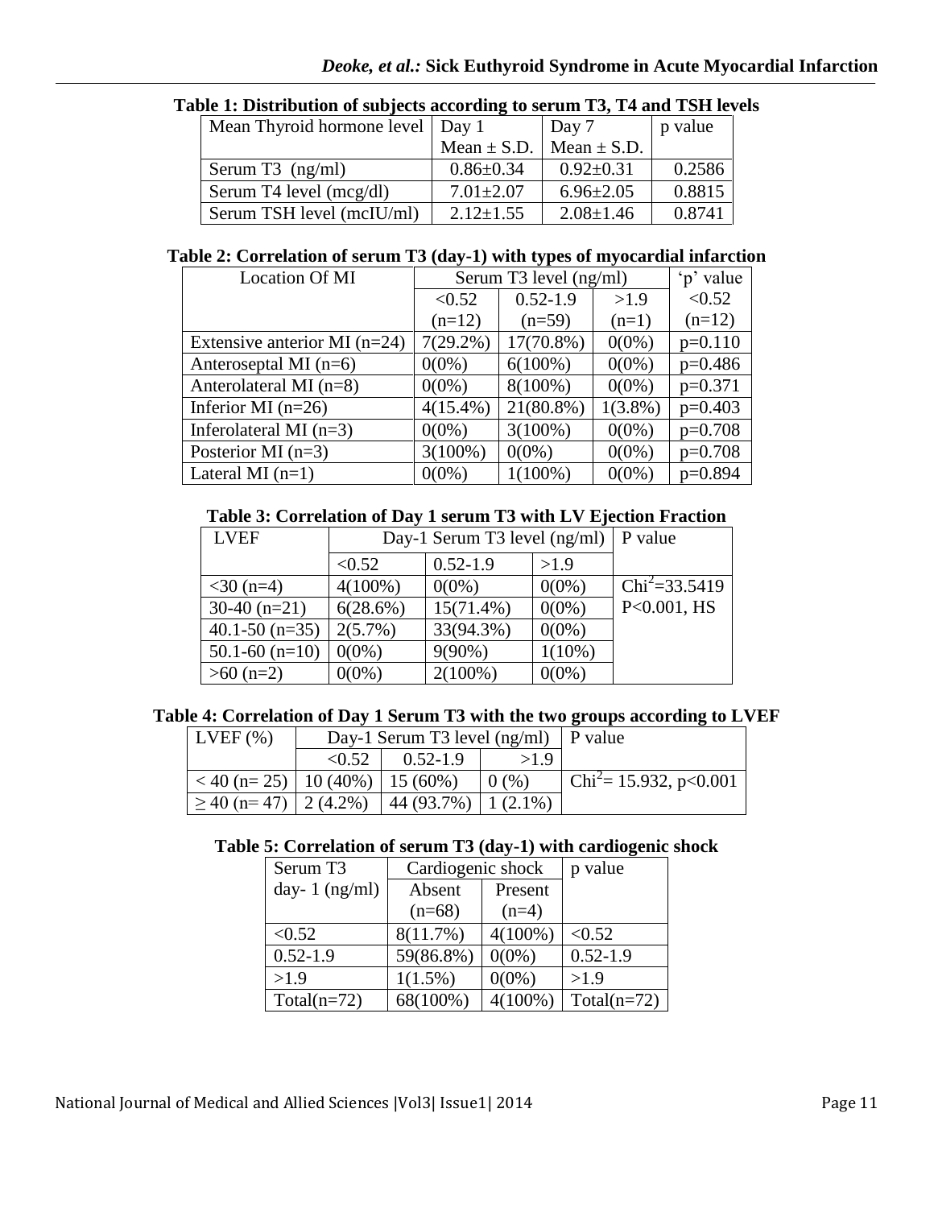**Table 1: Distribution of subjects according to serum T3, T4 and TSH levels**

| Mean Thyroid hormone level | Day 1 Mean ± S.D. | Day 7 Mean ± S.D. | p value |
|---|---|---|---|
| Serum T3 (ng/ml) | 0.86±0.34 | 0.92±0.31 | 0.2586 |
| Serum T4 level (mcg/dl) | 7.01±2.07 | 6.96±2.05 | 0.8815 |
| Serum TSH level (mcIU/ml) | 2.12±1.55 | 2.08±1.46 | 0.8741 |

**Table 2: Correlation of serum T3 (day-1) with types of myocardial infarction**

| Location Of MI | Serum T3 level (ng/ml) | | | 'p' value |
|---|---|---|---|---|
| | <0.52 (n=12) | 0.52-1.9 (n=59) | >1.9 (n=1) | <0.52 (n=12) |
| Extensive anterior MI (n=24) | 7(29.2%) | 17(70.8%) | 0(0%) | p=0.110 |
| Anteroseptal MI (n=6) | 0(0%) | 6(100%) | 0(0%) | p=0.486 |
| Anterolateral MI (n=8) | 0(0%) | 8(100%) | 0(0%) | p=0.371 |
| Inferior MI (n=26) | 4(15.4%) | 21(80.8%) | 1(3.8%) | p=0.403 |
| Inferolateral MI (n=3) | 0(0%) | 3(100%) | 0(0%) | p=0.708 |
| Posterior MI (n=3) | 3(100%) | 0(0%) | 0(0%) | p=0.708 |
| Lateral MI (n=1) | 0(0%) | 1(100%) | 0(0%) | p=0.894 |

**Table 3: Correlation of Day 1 serum T3 with LV Ejection Fraction**

| LVEF | Day-1 Serum T3 level (ng/ml) | | | P value |
|---|---|---|---|---|
| | <0.52 | 0.52-1.9 | >1.9 | |
| <30 (n=4) | 4(100%) | 0(0%) | 0(0%) | $Chi^2$=33.5419 P<0.001, HS |
| 30-40 (n=21) | 6(28.6%) | 15(71.4%) | 0(0%) | |
| 40.1-50 (n=35) | 2(5.7%) | 33(94.3%) | 0(0%) | |
| 50.1-60 (n=10) | 0(0%) | 9(90%) | 1(10%) | |
| >60 (n=2) | 0(0%) | 2(100%) | 0(0%) | |

**Table 4: Correlation of Day 1 Serum T3 with the two groups according to LVEF**

| LVEF (%) | Day-1 Serum T3 level (ng/ml) | | | P value |
|---|---|---|---|---|
| | <0.52 | 0.52-1.9 | >1.9 | |
| < 40 (n= 25) | 10 (40%) | 15 (60%) | 0 (%) | $Chi^2$= 15.932, p<0.001 |
| ≥ 40 (n= 47) | 2 (4.2%) | 44 (93.7%) | 1 (2.1%) | |

**Table 5: Correlation of serum T3 (day-1) with cardiogenic shock**

| Serum T3 day- 1 (ng/ml) | Cardiogenic shock | | p value |
|---|---|---|---|
| | Absent (n=68) | Present (n=4) | |
| <0.52 | 8(11.7%) | 4(100%) | <0.52 |
| 0.52-1.9 | 59(86.8%) | 0(0%) | 0.52-1.9 |
| >1.9 | 1(1.5%) | 0(0%) | >1.9 |
| Total(n=72) | 68(100%) | 4(100%) | Total(n=72) |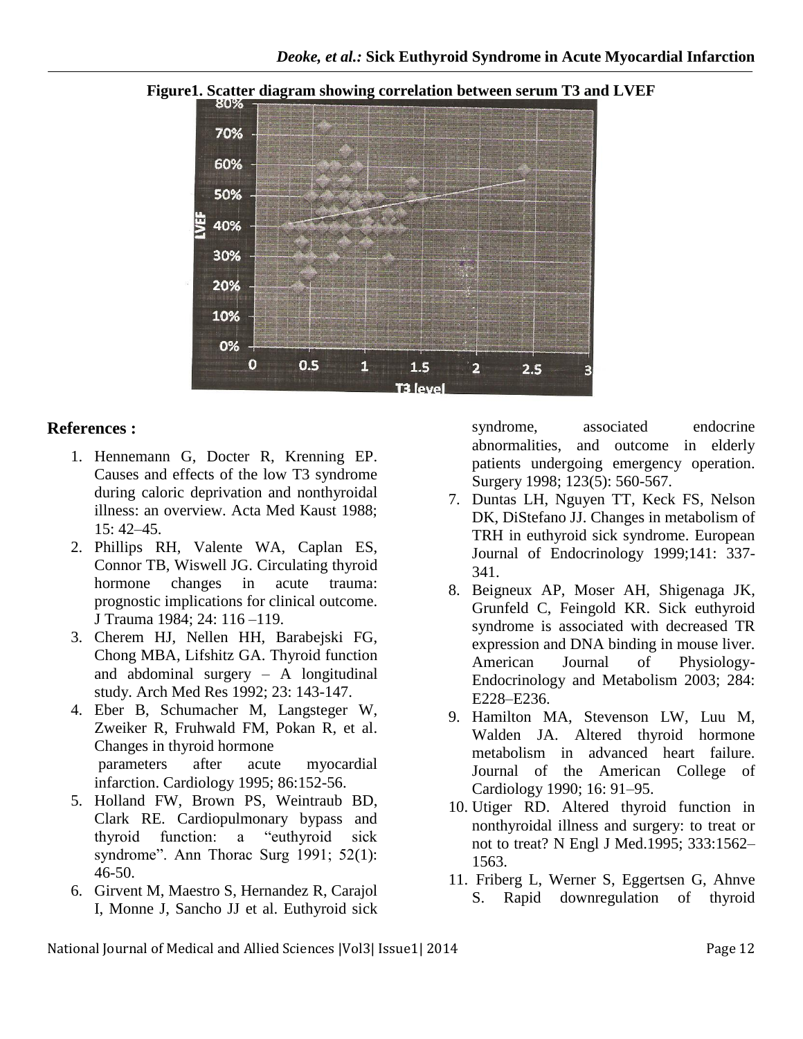**Figure1. Scatter diagram showing correlation between serum T3 and LVEF**

LVEF

80%
70%
60%
50%
40%
30%
20%
10%
0%

0 0.5 1 1.5 2 2.5 3

T3 level

## References :

1. Hennemann G, Docter R, Krenning EP. Causes and effects of the low T3 syndrome during caloric deprivation and nonthyroidal illness: an overview. Acta Med Kaust 1988; 15: 42–45.
2. Phillips RH, Valente WA, Caplan ES, Connor TB, Wiswell JG. Circulating thyroid hormone changes in acute trauma: prognostic implications for clinical outcome. J Trauma 1984; 24: 116 –119.
3. Cherem HJ, Nellen HH, Barabejski FG, Chong MBA, Lifshitz GA. Thyroid function and abdominal surgery – A longitudinal study. Arch Med Res 1992; 23: 143-147.
4. Eber B, Schumacher M, Langsteger W, Zweiker R, Fruhwald FM, Pokan R, et al. Changes in thyroid hormone parameters after acute myocardial infarction. Cardiology 1995; 86:152-56.
5. Holland FW, Brown PS, Weintraub BD, Clark RE. Cardiopulmonary bypass and thyroid function: a "euthyroid sick syndrome". Ann Thorac Surg 1991; 52(1): 46-50.
6. Girvent M, Maestro S, Hernandez R, Carajol I, Monne J, Sancho JJ et al. Euthyroid sick syndrome, associated endocrine abnormalities, and outcome in elderly patients undergoing emergency operation. Surgery 1998; 123(5): 560-567.
7. Duntas LH, Nguyen TT, Keck FS, Nelson DK, DiStefano JJ. Changes in metabolism of TRH in euthyroid sick syndrome. European Journal of Endocrinology 1999;141: 337-341.
8. Beigneux AP, Moser AH, Shigenaga JK, Grunfeld C, Feingold KR. Sick euthyroid syndrome is associated with decreased TR expression and DNA binding in mouse liver. American Journal of Physiology-Endocrinology and Metabolism 2003; 284: E228–E236.
9. Hamilton MA, Stevenson LW, Luu M, Walden JA. Altered thyroid hormone metabolism in advanced heart failure. Journal of the American College of Cardiology 1990; 16: 91–95.
10. Utiger RD. Altered thyroid function in nonthyroidal illness and surgery: to treat or not to treat? N Engl J Med.1995; 333:1562–1563.
11. Friberg L, Werner S, Eggertsen G, Ahnve S. Rapid downregulation of thyroid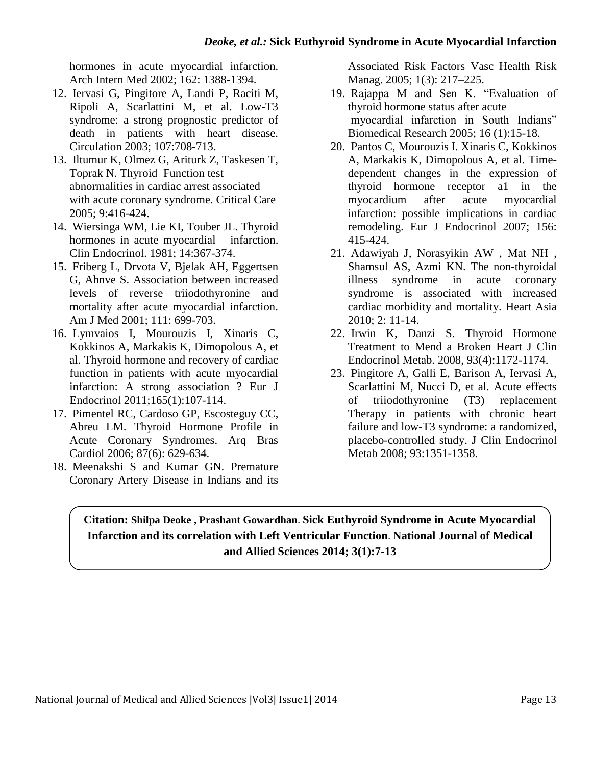hormones in acute myocardial infarction. Arch Intern Med 2002; 162: 1388-1394.

12. Iervasi G, Pingitore A, Landi P, Raciti M, Ripoli A, Scarlattini M, et al. Low-T3 syndrome: a strong prognostic predictor of death in patients with heart disease. Circulation 2003; 107:708-713.
13. Iltumur K, Olmez G, Ariturk Z, Taskesen T, Toprak N. Thyroid Function test abnormalities in cardiac arrest associated with acute coronary syndrome. Critical Care 2005; 9:416-424.
14. Wiersinga WM, Lie KI, Touber JL. Thyroid hormones in acute myocardial infarction. Clin Endocrinol. 1981; 14:367-374.
15. Friberg L, Drvota V, Bjelak AH, Eggertsen G, Ahnve S. Association between increased levels of reverse triiodothyronine and mortality after acute myocardial infarction. Am J Med 2001; 111: 699-703.
16. Lymvaios I, Mourouzis I, Xinaris C, Kokkinos A, Markakis K, Dimopolous A, et al. Thyroid hormone and recovery of cardiac function in patients with acute myocardial infarction: A strong association ? Eur J Endocrinol 2011;165(1):107-114.
17. Pimentel RC, Cardoso GP, Escosteguy CC, Abreu LM. Thyroid Hormone Profile in Acute Coronary Syndromes. Arq Bras Cardiol 2006; 87(6): 629-634.
18. Meenakshi S and Kumar GN. Premature Coronary Artery Disease in Indians and its Associated Risk Factors Vasc Health Risk Manag. 2005; 1(3): 217–225.
19. Rajappa M and Sen K. "Evaluation of thyroid hormone status after acute myocardial infarction in South Indians" Biomedical Research 2005; 16 (1):15-18.
20. Pantos C, Mourouzis I. Xinaris C, Kokkinos A, Markakis K, Dimopolous A, et al. Time-dependent changes in the expression of thyroid hormone receptor a1 in the myocardium after acute myocardial infarction: possible implications in cardiac remodeling. Eur J Endocrinol 2007; 156: 415-424.
21. Adawiyah J, Norasyikin AW , Mat NH , Shamsul AS, Azmi KN. The non-thyroidal illness syndrome in acute coronary syndrome is associated with increased cardiac morbidity and mortality. Heart Asia 2010; 2: 11-14.
22. Irwin K, Danzi S. Thyroid Hormone Treatment to Mend a Broken Heart J Clin Endocrinol Metab. 2008, 93(4):1172-1174.
23. Pingitore A, Galli E, Barison A, Iervasi A, Scarlattini M, Nucci D, et al. Acute effects of triiodothyronine (T3) replacement Therapy in patients with chronic heart failure and low-T3 syndrome: a randomized, placebo-controlled study. J Clin Endocrinol Metab 2008; 93:1351-1358.

**Citation: Shilpa Deoke , Prashant Gowardhan. Sick Euthyroid Syndrome in Acute Myocardial Infarction and its correlation with Left Ventricular Function. National Journal of Medical and Allied Sciences 2014; 3(1):7-13**